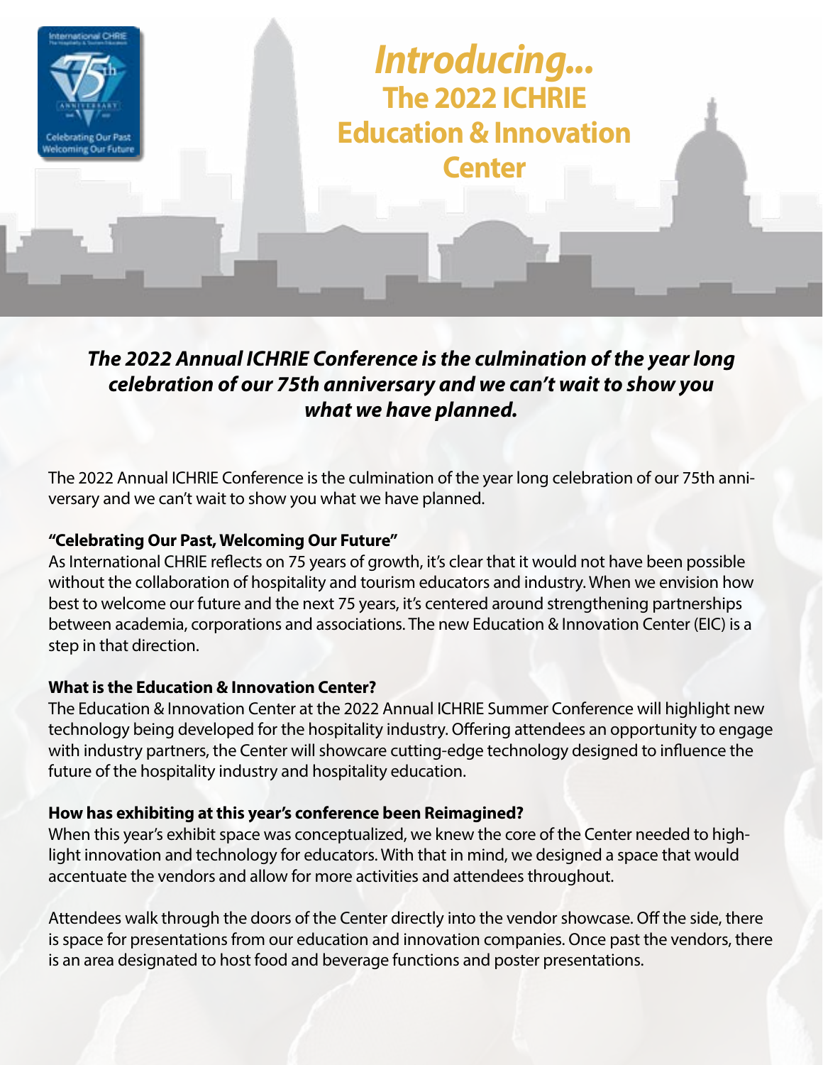# *Introducing...*
# The 2022 ICHRIE Education & Innovation Center

***The 2022 Annual ICHRIE Conference is the culmination of the year long celebration of our 75th anniversary and we can't wait to show you what we have planned.***

The 2022 Annual ICHRIE Conference is the culmination of the year long celebration of our 75th anniversary and we can't wait to show you what we have planned.

**"Celebrating Our Past, Welcoming Our Future"**

As International CHRIE reflects on 75 years of growth, it's clear that it would not have been possible without the collaboration of hospitality and tourism educators and industry. When we envision how best to welcome our future and the next 75 years, it's centered around strengthening partnerships between academia, corporations and associations. The new Education & Innovation Center (EIC) is a step in that direction.

**What is the Education & Innovation Center?**

The Education & Innovation Center at the 2022 Annual ICHRIE Summer Conference will highlight new technology being developed for the hospitality industry. Offering attendees an opportunity to engage with industry partners, the Center will showcare cutting-edge technology designed to influence the future of the hospitality industry and hospitality education.

**How has exhibiting at this year's conference been Reimagined?**

When this year's exhibit space was conceptualized, we knew the core of the Center needed to highlight innovation and technology for educators. With that in mind, we designed a space that would accentuate the vendors and allow for more activities and attendees throughout.

Attendees walk through the doors of the Center directly into the vendor showcase. Off the side, there is space for presentations from our education and innovation companies. Once past the vendors, there is an area designated to host food and beverage functions and poster presentations.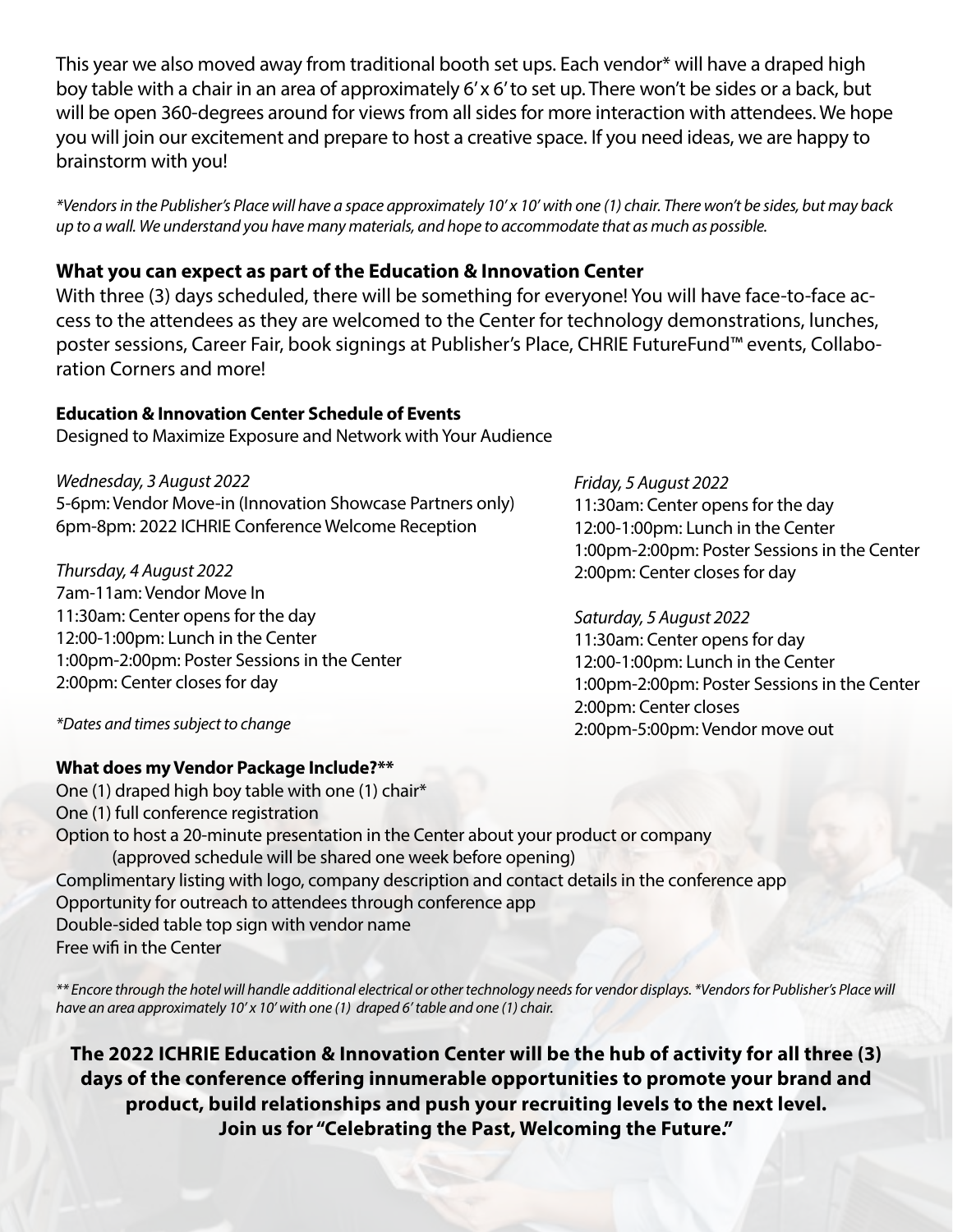This year we also moved away from traditional booth set ups. Each vendor* will have a draped high boy table with a chair in an area of approximately 6' x 6' to set up. There won't be sides or a back, but will be open 360-degrees around for views from all sides for more interaction with attendees. We hope you will join our excitement and prepare to host a creative space. If you need ideas, we are happy to brainstorm with you!

*\*Vendors in the Publisher's Place will have a space approximately 10' x 10' with one (1) chair. There won't be sides, but may back up to a wall. We understand you have many materials, and hope to accommodate that as much as possible.*

### What you can expect as part of the Education & Innovation Center

With three (3) days scheduled, there will be something for everyone! You will have face-to-face access to the attendees as they are welcomed to the Center for technology demonstrations, lunches, poster sessions, Career Fair, book signings at Publisher's Place, CHRIE FutureFund™ events, Collaboration Corners and more!

**Education & Innovation Center Schedule of Events**

Designed to Maximize Exposure and Network with Your Audience

*Wednesday, 3 August 2022*
5-6pm: Vendor Move-in (Innovation Showcase Partners only)
6pm-8pm: 2022 ICHRIE Conference Welcome Reception

*Thursday, 4 August 2022*
7am-11am: Vendor Move In
11:30am: Center opens for the day
12:00-1:00pm: Lunch in the Center
1:00pm-2:00pm: Poster Sessions in the Center
2:00pm: Center closes for day

*\*Dates and times subject to change*

*Friday, 5 August 2022*
11:30am: Center opens for the day
12:00-1:00pm: Lunch in the Center
1:00pm-2:00pm: Poster Sessions in the Center
2:00pm: Center closes for day

*Saturday, 5 August 2022*
11:30am: Center opens for day
12:00-1:00pm: Lunch in the Center
1:00pm-2:00pm: Poster Sessions in the Center
2:00pm: Center closes
2:00pm-5:00pm: Vendor move out

**What does my Vendor Package Include?\*\***

One (1) draped high boy table with one (1) chair*
One (1) full conference registration
Option to host a 20-minute presentation in the Center about your product or company
(approved schedule will be shared one week before opening)
Complimentary listing with logo, company description and contact details in the conference app
Opportunity for outreach to attendees through conference app
Double-sided table top sign with vendor name
Free wifi in the Center

*\*\* Encore through the hotel will handle additional electrical or other technology needs for vendor displays. \*Vendors for Publisher's Place will have an area approximately 10' x 10' with one (1) draped 6' table and one (1) chair.*

**The 2022 ICHRIE Education & Innovation Center will be the hub of activity for all three (3) days of the conference offering innumerable opportunities to promote your brand and product, build relationships and push your recruiting levels to the next level. Join us for "Celebrating the Past, Welcoming the Future."**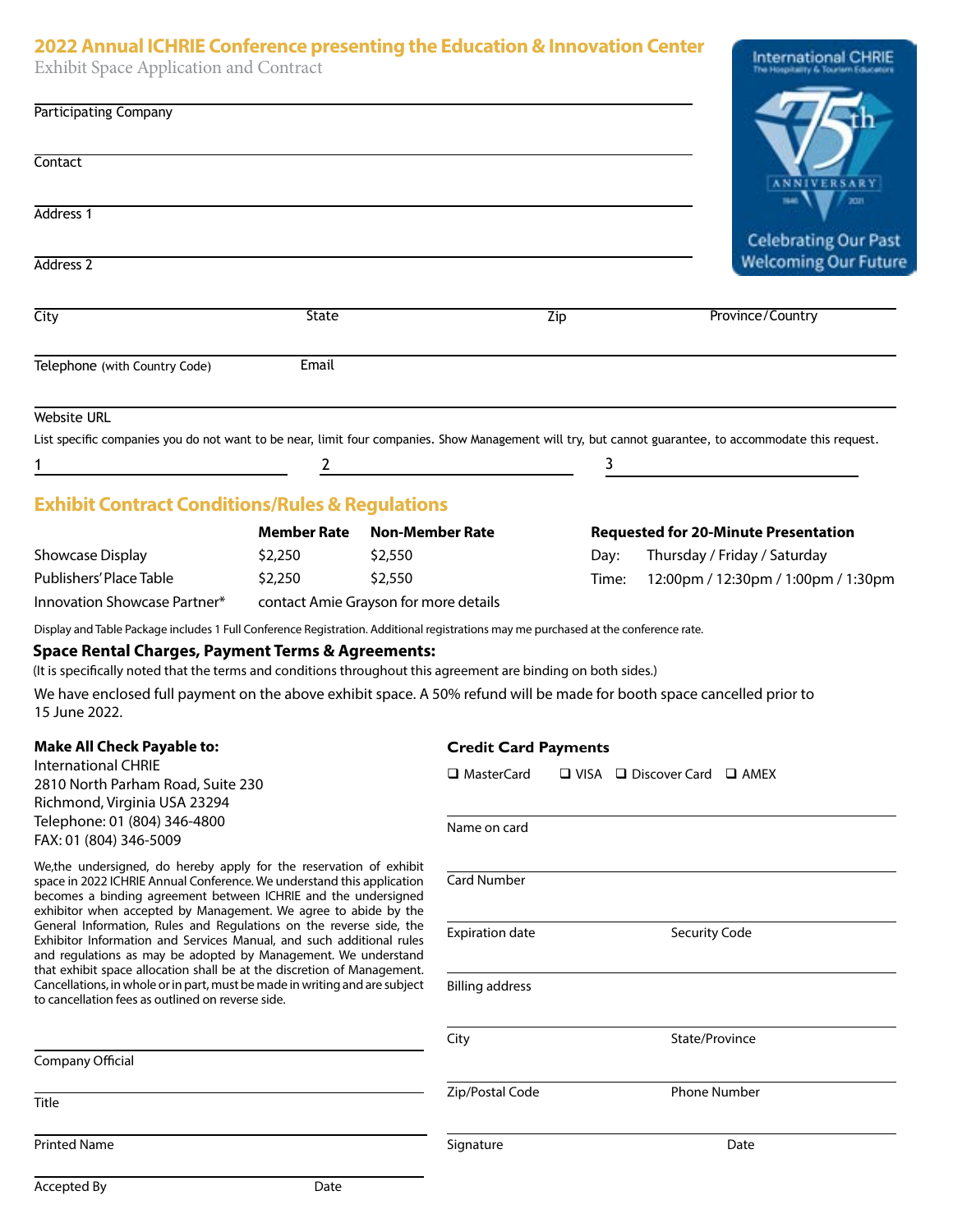# 2022 Annual ICHRIE Conference presenting the Education & Innovation Center

Exhibit Space Application and Contract

International CHRIE
The Hospitality & Tourism Educators
75th ANNIVERSARY 1946 2021
Celebrating Our Past
Welcoming Our Future

Participating Company

Contact

Address 1

Address 2

City State Zip Province/Country

Telephone (with Country Code) Email

Website URL

List specific companies you do not want to be near, limit four companies. Show Management will try, but cannot guarantee, to accommodate this request.

1 ______ 2 ______ 3 ______

## Exhibit Contract Conditions/Rules & Regulations

| | Member Rate | Non-Member Rate |
|---|---|---|
| Showcase Display | $2,250 | $2,550 |
| Publishers' Place Table | $2,250 | $2,550 |
| Innovation Showcase Partner* | contact Amie Grayson for more details | |

**Requested for 20-Minute Presentation**

Day: Thursday / Friday / Saturday

Time: 12:00pm / 12:30pm / 1:00pm / 1:30pm

Display and Table Package includes 1 Full Conference Registration. Additional registrations may me purchased at the conference rate.

### Space Rental Charges, Payment Terms & Agreements:

(It is specifically noted that the terms and conditions throughout this agreement are binding on both sides.)

We have enclosed full payment on the above exhibit space. A 50% refund will be made for booth space cancelled prior to 15 June 2022.

**Make All Check Payable to:**

International CHRIE
2810 North Parham Road, Suite 230
Richmond, Virginia USA 23294
Telephone: 01 (804) 346-4800
FAX: 01 (804) 346-5009

We,the undersigned, do hereby apply for the reservation of exhibit space in 2022 ICHRIE Annual Conference. We understand this application becomes a binding agreement between ICHRIE and the undersigned exhibitor when accepted by Management. We agree to abide by the General Information, Rules and Regulations on the reverse side, the Exhibitor Information and Services Manual, and such additional rules and regulations as may be adopted by Management. We understand that exhibit space allocation shall be at the discretion of Management. Cancellations, in whole or in part, must be made in writing and are subject to cancellation fees as outlined on reverse side.

Company Official

Title

Printed Name

Accepted By Date

**Credit Card Payments**

❑ MasterCard ❑ VISA ❑ Discover Card ❑ AMEX

Name on card

Card Number

Expiration date Security Code

Billing address

City State/Province

Zip/Postal Code Phone Number

Signature Date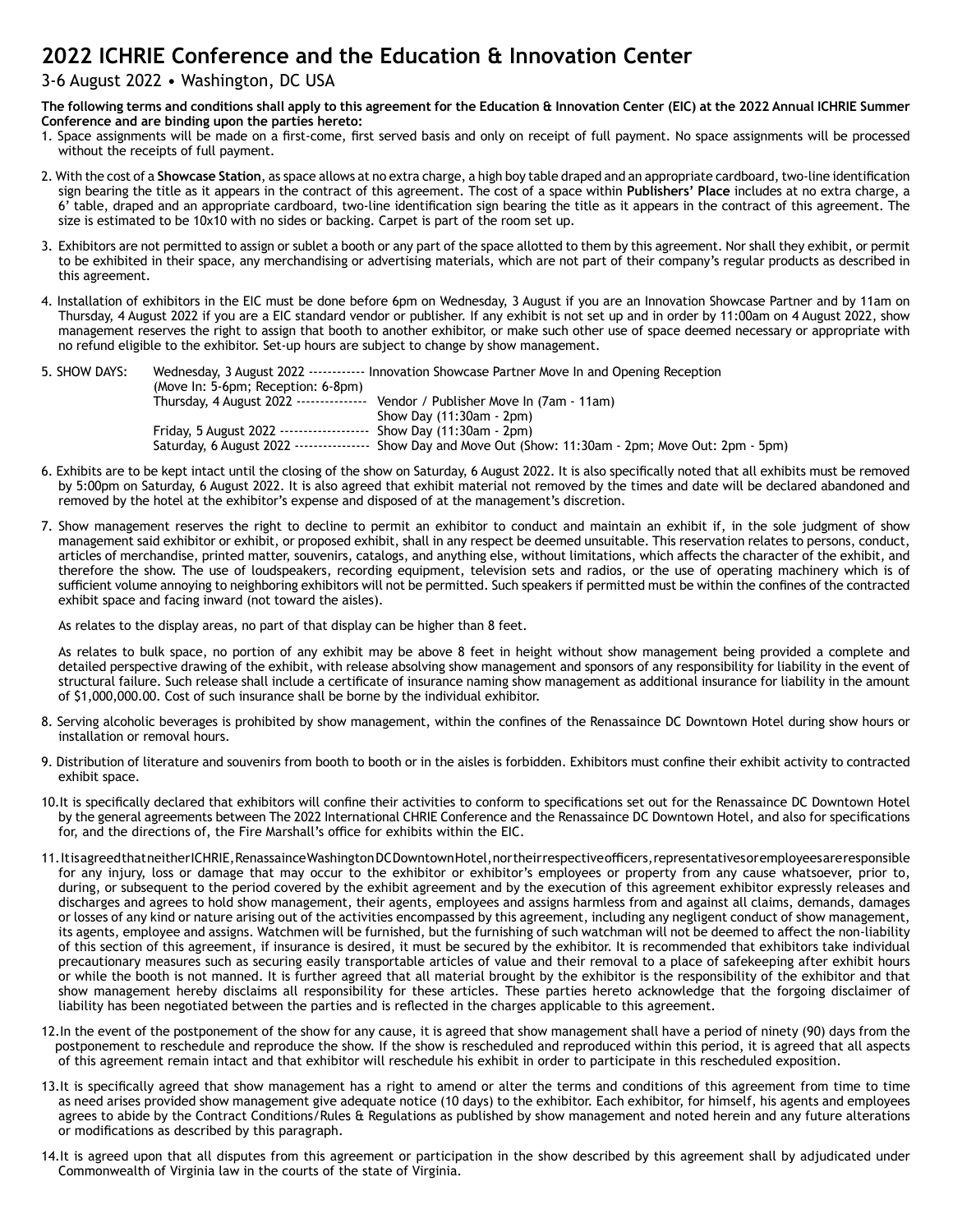# 2022 ICHRIE Conference and the Education & Innovation Center

3-6 August 2022 • Washington, DC USA

**The following terms and conditions shall apply to this agreement for the Education & Innovation Center (EIC) at the 2022 Annual ICHRIE Summer Conference and are binding upon the parties hereto:**

1. Space assignments will be made on a first-come, first served basis and only on receipt of full payment. No space assignments will be processed without the receipts of full payment.

2. With the cost of a **Showcase Station**, as space allows at no extra charge, a high boy table draped and an appropriate cardboard, two-line identification sign bearing the title as it appears in the contract of this agreement. The cost of a space within **Publishers' Place** includes at no extra charge, a 6' table, draped and an appropriate cardboard, two-line identification sign bearing the title as it appears in the contract of this agreement. The size is estimated to be 10x10 with no sides or backing. Carpet is part of the room set up.

3. Exhibitors are not permitted to assign or sublet a booth or any part of the space allotted to them by this agreement. Nor shall they exhibit, or permit to be exhibited in their space, any merchandising or advertising materials, which are not part of their company's regular products as described in this agreement.

4. Installation of exhibitors in the EIC must be done before 6pm on Wednesday, 3 August if you are an Innovation Showcase Partner and by 11am on Thursday, 4 August 2022 if you are a EIC standard vendor or publisher. If any exhibit is not set up and in order by 11:00am on 4 August 2022, show management reserves the right to assign that booth to another exhibitor, or make such other use of space deemed necessary or appropriate with no refund eligible to the exhibitor. Set-up hours are subject to change by show management.

5. SHOW DAYS:

   Wednesday, 3 August 2022 ------------ Innovation Showcase Partner Move In and Opening Reception (Move In: 5-6pm; Reception: 6-8pm)

   Thursday, 4 August 2022 --------------- Vendor / Publisher Move In (7am - 11am)
   Show Day (11:30am - 2pm)

   Friday, 5 August 2022 ------------------- Show Day (11:30am - 2pm)

   Saturday, 6 August 2022 ---------------- Show Day and Move Out (Show: 11:30am - 2pm; Move Out: 2pm - 5pm)

6. Exhibits are to be kept intact until the closing of the show on Saturday, 6 August 2022. It is also specifically noted that all exhibits must be removed by 5:00pm on Saturday, 6 August 2022. It is also agreed that exhibit material not removed by the times and date will be declared abandoned and removed by the hotel at the exhibitor's expense and disposed of at the management's discretion.

7. Show management reserves the right to decline to permit an exhibitor to conduct and maintain an exhibit if, in the sole judgment of show management said exhibitor or exhibit, or proposed exhibit, shall in any respect be deemed unsuitable. This reservation relates to persons, conduct, articles of merchandise, printed matter, souvenirs, catalogs, and anything else, without limitations, which affects the character of the exhibit, and therefore the show. The use of loudspeakers, recording equipment, television sets and radios, or the use of operating machinery which is of sufficient volume annoying to neighboring exhibitors will not be permitted. Such speakers if permitted must be within the confines of the contracted exhibit space and facing inward (not toward the aisles).

   As relates to the display areas, no part of that display can be higher than 8 feet.

   As relates to bulk space, no portion of any exhibit may be above 8 feet in height without show management being provided a complete and detailed perspective drawing of the exhibit, with release absolving show management and sponsors of any responsibility for liability in the event of structural failure. Such release shall include a certificate of insurance naming show management as additional insurance for liability in the amount of $1,000,000.00. Cost of such insurance shall be borne by the individual exhibitor.

8. Serving alcoholic beverages is prohibited by show management, within the confines of the Renassaince DC Downtown Hotel during show hours or installation or removal hours.

9. Distribution of literature and souvenirs from booth to booth or in the aisles is forbidden. Exhibitors must confine their exhibit activity to contracted exhibit space.

10. It is specifically declared that exhibitors will confine their activities to conform to specifications set out for the Renassaince DC Downtown Hotel by the general agreements between The 2022 International CHRIE Conference and the Renassaince DC Downtown Hotel, and also for specifications for, and the directions of, the Fire Marshall's office for exhibits within the EIC.

11. It is agreed that neither ICHRIE, Renassaince Washington DC Downtown Hotel, nor their respective officers, representatives or employees are responsible for any injury, loss or damage that may occur to the exhibitor or exhibitor's employees or property from any cause whatsoever, prior to, during, or subsequent to the period covered by the exhibit agreement and by the execution of this agreement exhibitor expressly releases and discharges and agrees to hold show management, their agents, employees and assigns harmless from and against all claims, demands, damages or losses of any kind or nature arising out of the activities encompassed by this agreement, including any negligent conduct of show management, its agents, employee and assigns. Watchmen will be furnished, but the furnishing of such watchman will not be deemed to affect the non-liability of this section of this agreement, if insurance is desired, it must be secured by the exhibitor. It is recommended that exhibitors take individual precautionary measures such as securing easily transportable articles of value and their removal to a place of safekeeping after exhibit hours or while the booth is not manned. It is further agreed that all material brought by the exhibitor is the responsibility of the exhibitor and that show management hereby disclaims all responsibility for these articles. These parties hereto acknowledge that the forgoing disclaimer of liability has been negotiated between the parties and is reflected in the charges applicable to this agreement.

12. In the event of the postponement of the show for any cause, it is agreed that show management shall have a period of ninety (90) days from the postponement to reschedule and reproduce the show. If the show is rescheduled and reproduced within this period, it is agreed that all aspects of this agreement remain intact and that exhibitor will reschedule his exhibit in order to participate in this rescheduled exposition.

13. It is specifically agreed that show management has a right to amend or alter the terms and conditions of this agreement from time to time as need arises provided show management give adequate notice (10 days) to the exhibitor. Each exhibitor, for himself, his agents and employees agrees to abide by the Contract Conditions/Rules & Regulations as published by show management and noted herein and any future alterations or modifications as described by this paragraph.

14. It is agreed upon that all disputes from this agreement or participation in the show described by this agreement shall by adjudicated under Commonwealth of Virginia law in the courts of the state of Virginia.